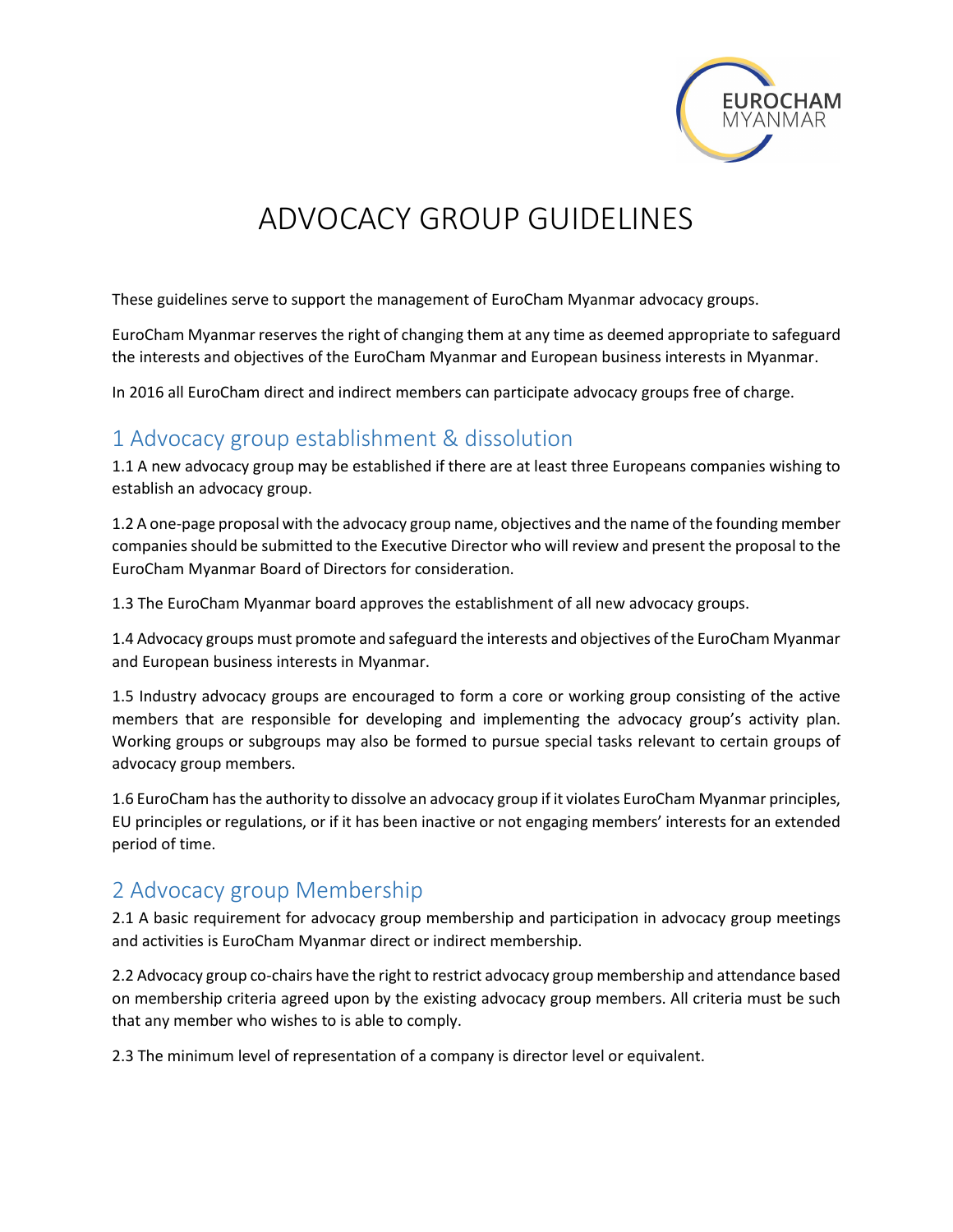# ADVOCACY GROUP GUIDELINES

These guidelines serve to support the management of EuroCham Myanmar advocacy groups.

EuroCham Myanmar reserves the right of changing them at any time as deemed appropriate to safeguard the interests and objectives of the EuroCham Myanmar and European business interests in Myanmar.

In 2016 all EuroCham direct and indirect members can participate advocacy groups free of charge.

## 1 Advocacy group establishment & dissolution

1.1 A new advocacy group may be established if there are at least three Europeans companies wishing to establish an advocacy group.

1.2 A one-page proposal with the advocacy group name, objectives and the name of the founding member companies should be submitted to the Executive Director who will review and present the proposal to the EuroCham Myanmar Board of Directors for consideration.

1.3 The EuroCham Myanmar board approves the establishment of all new advocacy groups.

1.4 Advocacy groups must promote and safeguard the interests and objectives of the EuroCham Myanmar and European business interests in Myanmar.

1.5 Industry advocacy groups are encouraged to form a core or working group consisting of the active members that are responsible for developing and implementing the advocacy group's activity plan. Working groups or subgroups may also be formed to pursue special tasks relevant to certain groups of advocacy group members.

1.6 EuroCham has the authority to dissolve an advocacy group if it violates EuroCham Myanmar principles, EU principles or regulations, or if it has been inactive or not engaging members' interests for an extended period of time.

## 2 Advocacy group Membership

2.1 A basic requirement for advocacy group membership and participation in advocacy group meetings and activities is EuroCham Myanmar direct or indirect membership.

2.2 Advocacy group co-chairs have the right to restrict advocacy group membership and attendance based on membership criteria agreed upon by the existing advocacy group members. All criteria must be such that any member who wishes to is able to comply.

2.3 The minimum level of representation of a company is director level or equivalent.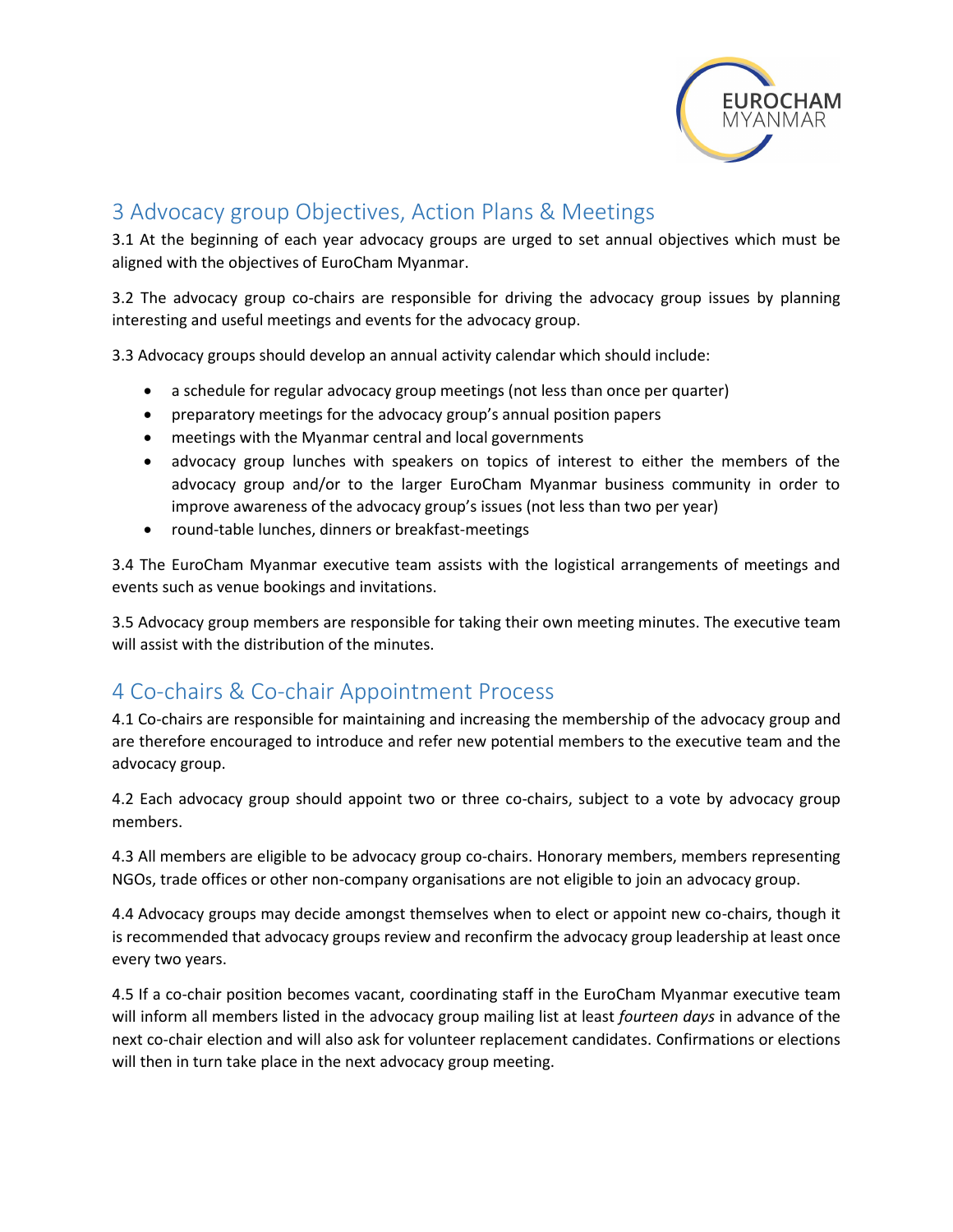## 3 Advocacy group Objectives, Action Plans & Meetings

3.1 At the beginning of each year advocacy groups are urged to set annual objectives which must be aligned with the objectives of EuroCham Myanmar.

3.2 The advocacy group co-chairs are responsible for driving the advocacy group issues by planning interesting and useful meetings and events for the advocacy group.

3.3 Advocacy groups should develop an annual activity calendar which should include:

- a schedule for regular advocacy group meetings (not less than once per quarter)
- preparatory meetings for the advocacy group's annual position papers
- meetings with the Myanmar central and local governments
- advocacy group lunches with speakers on topics of interest to either the members of the advocacy group and/or to the larger EuroCham Myanmar business community in order to improve awareness of the advocacy group's issues (not less than two per year)
- round-table lunches, dinners or breakfast-meetings

3.4 The EuroCham Myanmar executive team assists with the logistical arrangements of meetings and events such as venue bookings and invitations.

3.5 Advocacy group members are responsible for taking their own meeting minutes. The executive team will assist with the distribution of the minutes.

## 4 Co-chairs & Co-chair Appointment Process

4.1 Co-chairs are responsible for maintaining and increasing the membership of the advocacy group and are therefore encouraged to introduce and refer new potential members to the executive team and the advocacy group.

4.2 Each advocacy group should appoint two or three co-chairs, subject to a vote by advocacy group members.

4.3 All members are eligible to be advocacy group co-chairs. Honorary members, members representing NGOs, trade offices or other non-company organisations are not eligible to join an advocacy group.

4.4 Advocacy groups may decide amongst themselves when to elect or appoint new co-chairs, though it is recommended that advocacy groups review and reconfirm the advocacy group leadership at least once every two years.

4.5 If a co-chair position becomes vacant, coordinating staff in the EuroCham Myanmar executive team will inform all members listed in the advocacy group mailing list at least *fourteen days* in advance of the next co-chair election and will also ask for volunteer replacement candidates. Confirmations or elections will then in turn take place in the next advocacy group meeting.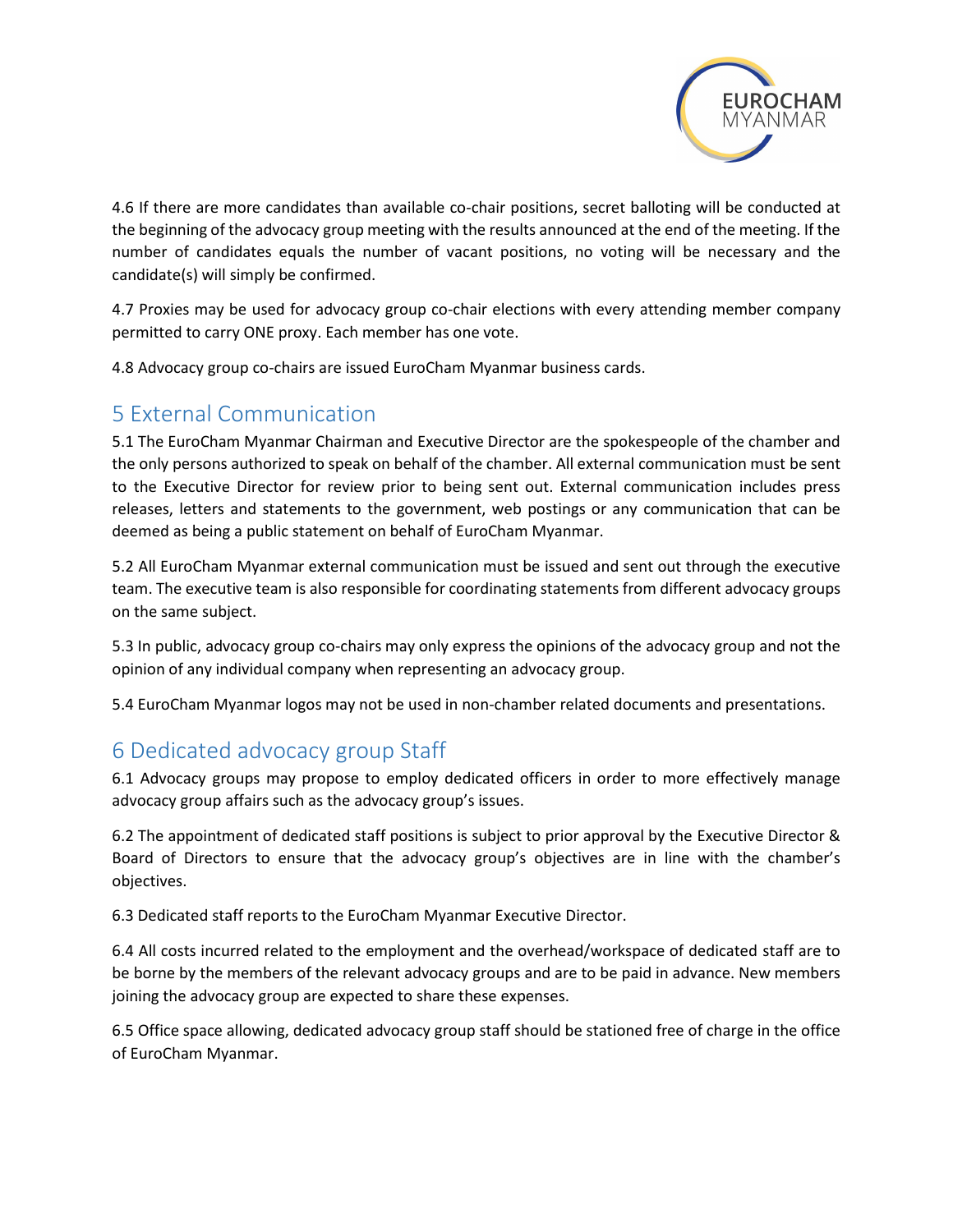4.6 If there are more candidates than available co-chair positions, secret balloting will be conducted at the beginning of the advocacy group meeting with the results announced at the end of the meeting. If the number of candidates equals the number of vacant positions, no voting will be necessary and the candidate(s) will simply be confirmed.

4.7 Proxies may be used for advocacy group co-chair elections with every attending member company permitted to carry ONE proxy. Each member has one vote.

4.8 Advocacy group co-chairs are issued EuroCham Myanmar business cards.

## 5 External Communication

5.1 The EuroCham Myanmar Chairman and Executive Director are the spokespeople of the chamber and the only persons authorized to speak on behalf of the chamber. All external communication must be sent to the Executive Director for review prior to being sent out. External communication includes press releases, letters and statements to the government, web postings or any communication that can be deemed as being a public statement on behalf of EuroCham Myanmar.

5.2 All EuroCham Myanmar external communication must be issued and sent out through the executive team. The executive team is also responsible for coordinating statements from different advocacy groups on the same subject.

5.3 In public, advocacy group co-chairs may only express the opinions of the advocacy group and not the opinion of any individual company when representing an advocacy group.

5.4 EuroCham Myanmar logos may not be used in non-chamber related documents and presentations.

## 6 Dedicated advocacy group Staff

6.1 Advocacy groups may propose to employ dedicated officers in order to more effectively manage advocacy group affairs such as the advocacy group's issues.

6.2 The appointment of dedicated staff positions is subject to prior approval by the Executive Director & Board of Directors to ensure that the advocacy group's objectives are in line with the chamber's objectives.

6.3 Dedicated staff reports to the EuroCham Myanmar Executive Director.

6.4 All costs incurred related to the employment and the overhead/workspace of dedicated staff are to be borne by the members of the relevant advocacy groups and are to be paid in advance. New members joining the advocacy group are expected to share these expenses.

6.5 Office space allowing, dedicated advocacy group staff should be stationed free of charge in the office of EuroCham Myanmar.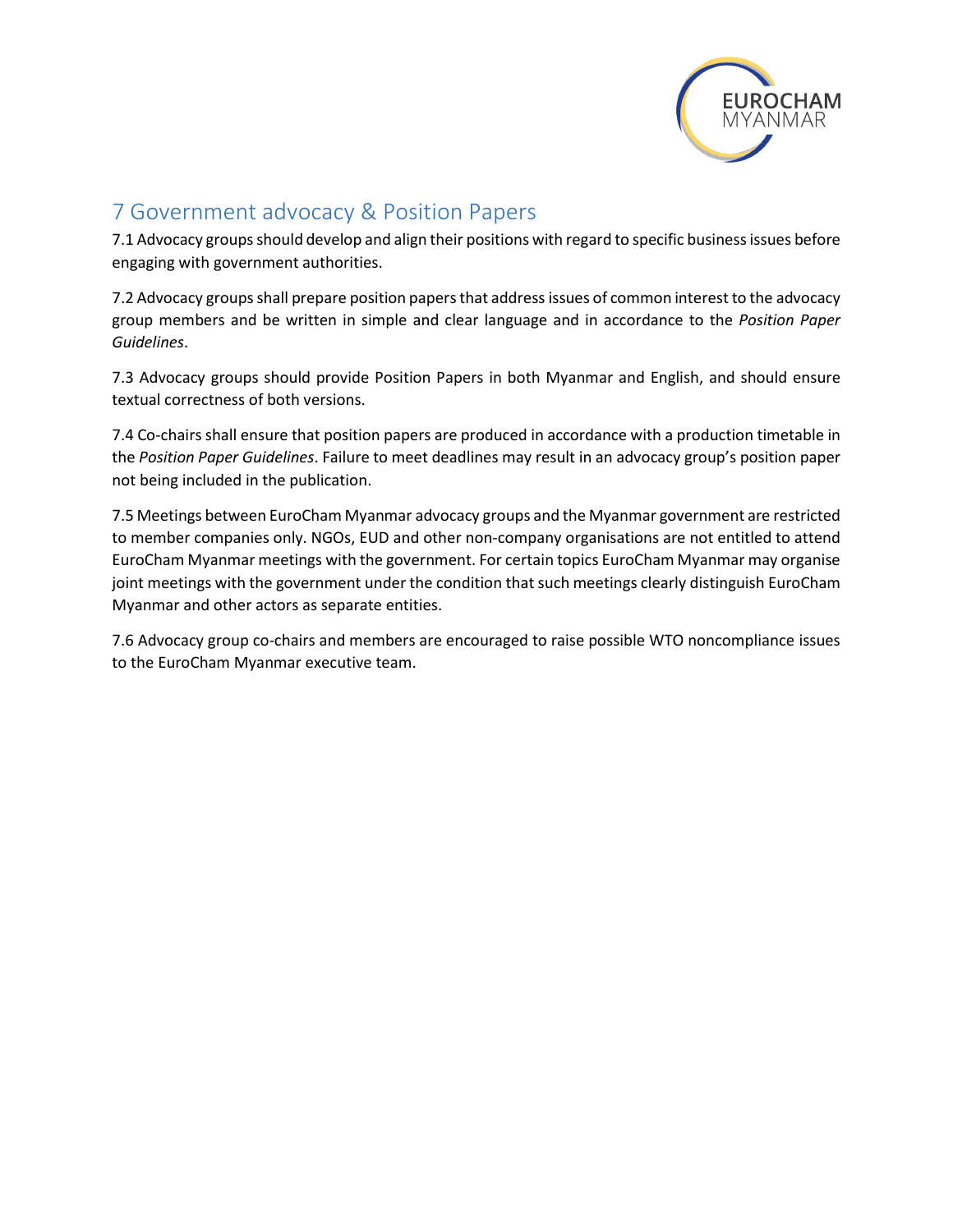## 7 Government advocacy & Position Papers

7.1 Advocacy groups should develop and align their positions with regard to specific business issues before engaging with government authorities.

7.2 Advocacy groups shall prepare position papers that address issues of common interest to the advocacy group members and be written in simple and clear language and in accordance to the *Position Paper Guidelines*.

7.3 Advocacy groups should provide Position Papers in both Myanmar and English, and should ensure textual correctness of both versions.

7.4 Co-chairs shall ensure that position papers are produced in accordance with a production timetable in the *Position Paper Guidelines*. Failure to meet deadlines may result in an advocacy group's position paper not being included in the publication.

7.5 Meetings between EuroCham Myanmar advocacy groups and the Myanmar government are restricted to member companies only. NGOs, EUD and other non-company organisations are not entitled to attend EuroCham Myanmar meetings with the government. For certain topics EuroCham Myanmar may organise joint meetings with the government under the condition that such meetings clearly distinguish EuroCham Myanmar and other actors as separate entities.

7.6 Advocacy group co-chairs and members are encouraged to raise possible WTO noncompliance issues to the EuroCham Myanmar executive team.